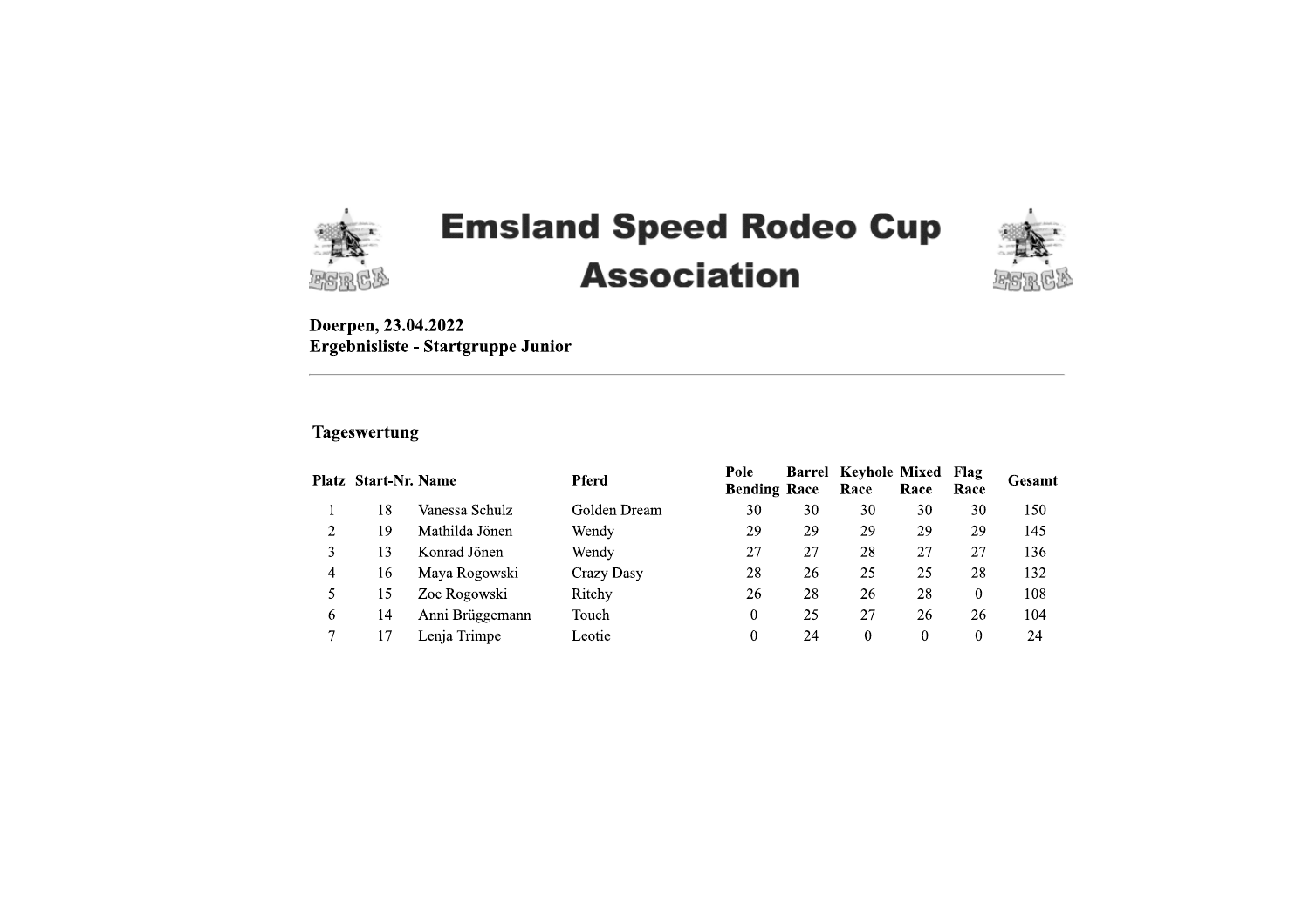# Emsland Speed Rodeo Cup Association

**Doerpen, 23.04.2022**
**Ergebnisliste - Startgruppe Junior**

---

### Tageswertung

| Platz | Start-Nr. | Name | Pferd | Pole Bending | Barrel Race | Keyhole Race | Mixed Race | Flag Race | Gesamt |
|---|---|---|---|---|---|---|---|---|---|
| 1 | 18 | Vanessa Schulz | Golden Dream | 30 | 30 | 30 | 30 | 30 | 150 |
| 2 | 19 | Mathilda Jönen | Wendy | 29 | 29 | 29 | 29 | 29 | 145 |
| 3 | 13 | Konrad Jönen | Wendy | 27 | 27 | 28 | 27 | 27 | 136 |
| 4 | 16 | Maya Rogowski | Crazy Dasy | 28 | 26 | 25 | 25 | 28 | 132 |
| 5 | 15 | Zoe Rogowski | Ritchy | 26 | 28 | 26 | 28 | 0 | 108 |
| 6 | 14 | Anni Brüggemann | Touch | 0 | 25 | 27 | 26 | 26 | 104 |
| 7 | 17 | Lenja Trimpe | Leotie | 0 | 24 | 0 | 0 | 0 | 24 |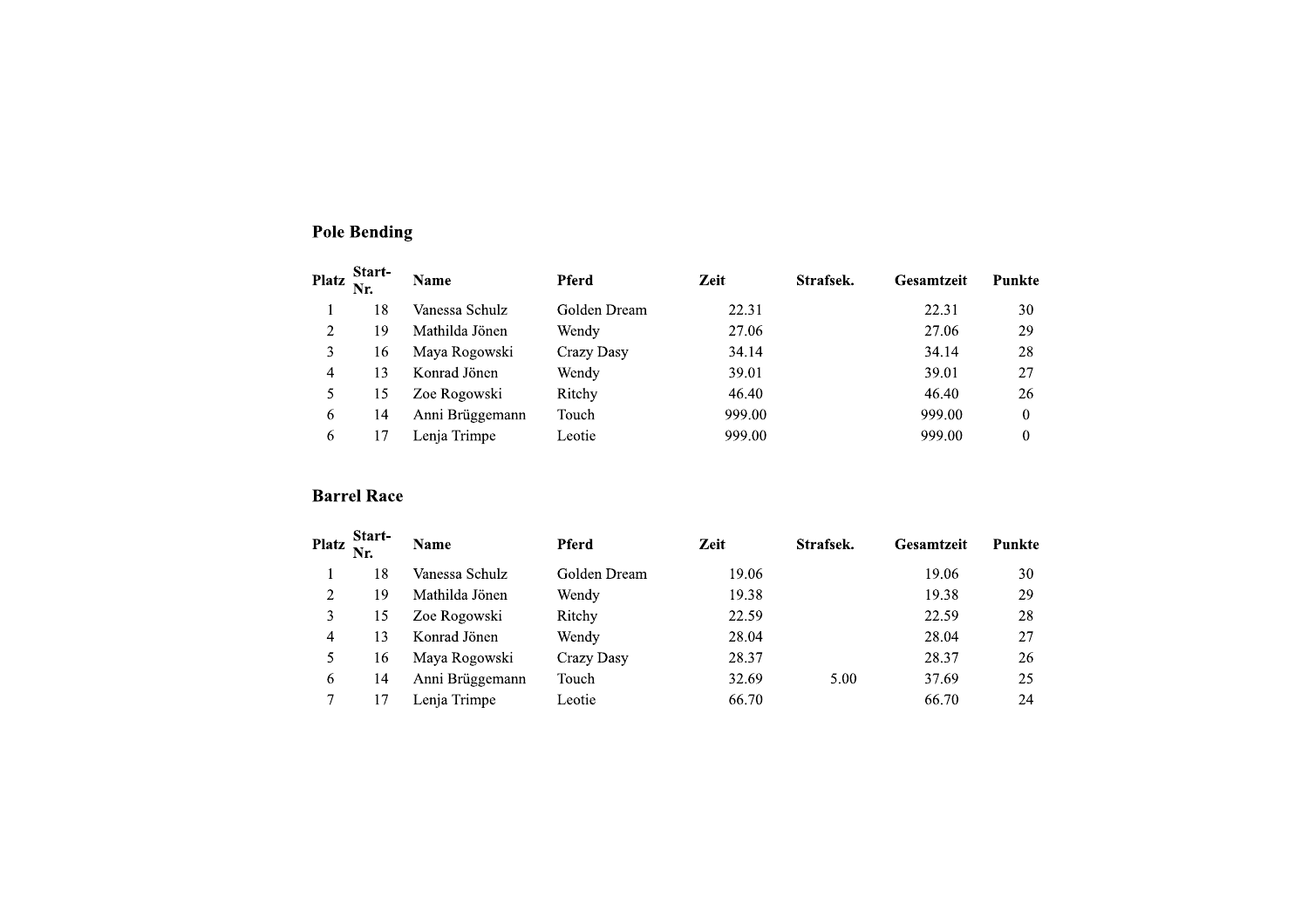## Pole Bending

| Platz | Start-Nr. | Name | Pferd | Zeit | Strafsek. | Gesamtzeit | Punkte |
|---|---|---|---|---|---|---|---|
| 1 | 18 | Vanessa Schulz | Golden Dream | 22.31 | | 22.31 | 30 |
| 2 | 19 | Mathilda Jönen | Wendy | 27.06 | | 27.06 | 29 |
| 3 | 16 | Maya Rogowski | Crazy Dasy | 34.14 | | 34.14 | 28 |
| 4 | 13 | Konrad Jönen | Wendy | 39.01 | | 39.01 | 27 |
| 5 | 15 | Zoe Rogowski | Ritchy | 46.40 | | 46.40 | 26 |
| 6 | 14 | Anni Brüggemann | Touch | 999.00 | | 999.00 | 0 |
| 6 | 17 | Lenja Trimpe | Leotie | 999.00 | | 999.00 | 0 |

## Barrel Race

| Platz | Start-Nr. | Name | Pferd | Zeit | Strafsek. | Gesamtzeit | Punkte |
|---|---|---|---|---|---|---|---|
| 1 | 18 | Vanessa Schulz | Golden Dream | 19.06 | | 19.06 | 30 |
| 2 | 19 | Mathilda Jönen | Wendy | 19.38 | | 19.38 | 29 |
| 3 | 15 | Zoe Rogowski | Ritchy | 22.59 | | 22.59 | 28 |
| 4 | 13 | Konrad Jönen | Wendy | 28.04 | | 28.04 | 27 |
| 5 | 16 | Maya Rogowski | Crazy Dasy | 28.37 | | 28.37 | 26 |
| 6 | 14 | Anni Brüggemann | Touch | 32.69 | 5.00 | 37.69 | 25 |
| 7 | 17 | Lenja Trimpe | Leotie | 66.70 | | 66.70 | 24 |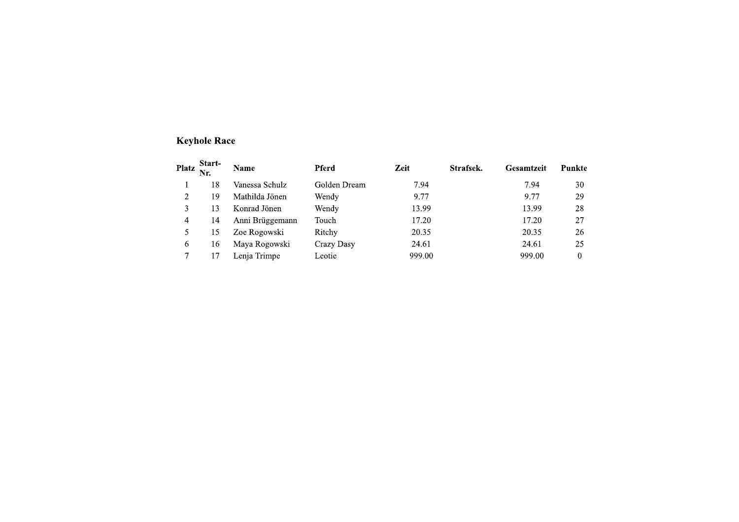## Keyhole Race

| Platz | Start-Nr. | Name | Pferd | Zeit | Strafsek. | Gesamtzeit | Punkte |
|---|---|---|---|---|---|---|---|
| 1 | 18 | Vanessa Schulz | Golden Dream | 7.94 | | 7.94 | 30 |
| 2 | 19 | Mathilda Jönen | Wendy | 9.77 | | 9.77 | 29 |
| 3 | 13 | Konrad Jönen | Wendy | 13.99 | | 13.99 | 28 |
| 4 | 14 | Anni Brüggemann | Touch | 17.20 | | 17.20 | 27 |
| 5 | 15 | Zoe Rogowski | Ritchy | 20.35 | | 20.35 | 26 |
| 6 | 16 | Maya Rogowski | Crazy Dasy | 24.61 | | 24.61 | 25 |
| 7 | 17 | Lenja Trimpe | Leotie | 999.00 | | 999.00 | 0 |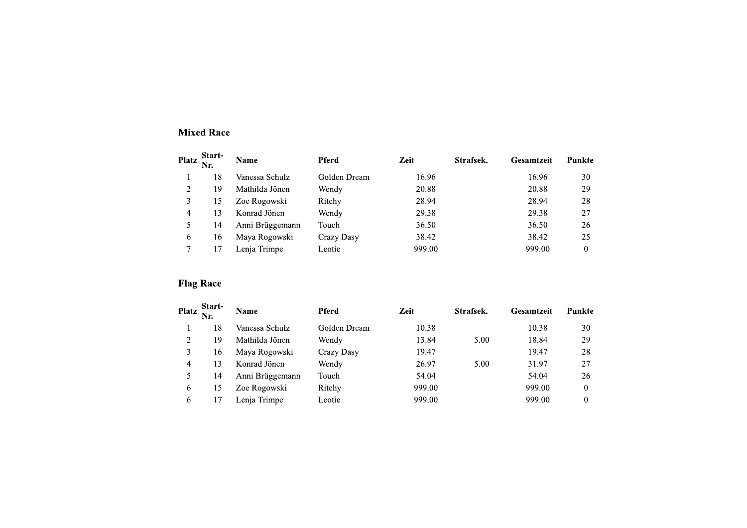## Mixed Race

| Platz | Start-Nr. | Name | Pferd | Zeit | Strafsek. | Gesamtzeit | Punkte |
|---|---|---|---|---|---|---|---|
| 1 | 18 | Vanessa Schulz | Golden Dream | 16.96 | | 16.96 | 30 |
| 2 | 19 | Mathilda Jönen | Wendy | 20.88 | | 20.88 | 29 |
| 3 | 15 | Zoe Rogowski | Ritchy | 28.94 | | 28.94 | 28 |
| 4 | 13 | Konrad Jönen | Wendy | 29.38 | | 29.38 | 27 |
| 5 | 14 | Anni Brüggemann | Touch | 36.50 | | 36.50 | 26 |
| 6 | 16 | Maya Rogowski | Crazy Dasy | 38.42 | | 38.42 | 25 |
| 7 | 17 | Lenja Trimpe | Leotie | 999.00 | | 999.00 | 0 |

## Flag Race

| Platz | Start-Nr. | Name | Pferd | Zeit | Strafsek. | Gesamtzeit | Punkte |
|---|---|---|---|---|---|---|---|
| 1 | 18 | Vanessa Schulz | Golden Dream | 10.38 | | 10.38 | 30 |
| 2 | 19 | Mathilda Jönen | Wendy | 13.84 | 5.00 | 18.84 | 29 |
| 3 | 16 | Maya Rogowski | Crazy Dasy | 19.47 | | 19.47 | 28 |
| 4 | 13 | Konrad Jönen | Wendy | 26.97 | 5.00 | 31.97 | 27 |
| 5 | 14 | Anni Brüggemann | Touch | 54.04 | | 54.04 | 26 |
| 6 | 15 | Zoe Rogowski | Ritchy | 999.00 | | 999.00 | 0 |
| 6 | 17 | Lenja Trimpe | Leotie | 999.00 | | 999.00 | 0 |